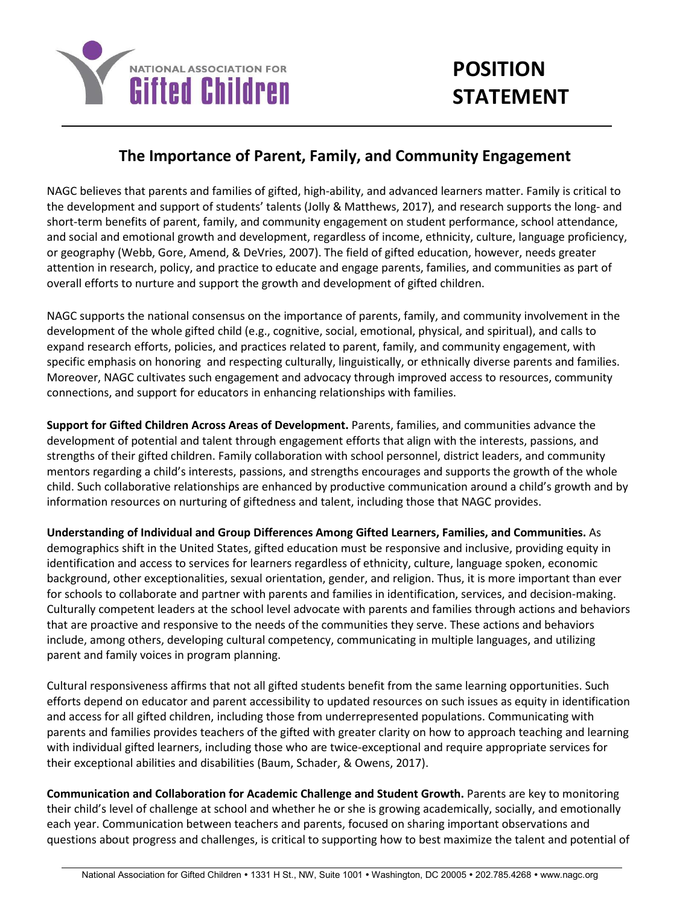NATIONAL ASSOCIATION FOR **Gifted Children**

# POSITION STATEMENT

## The Importance of Parent, Family, and Community Engagement

NAGC believes that parents and families of gifted, high-ability, and advanced learners matter. Family is critical to the development and support of students' talents (Jolly & Matthews, 2017), and research supports the long- and short-term benefits of parent, family, and community engagement on student performance, school attendance, and social and emotional growth and development, regardless of income, ethnicity, culture, language proficiency, or geography (Webb, Gore, Amend, & DeVries, 2007). The field of gifted education, however, needs greater attention in research, policy, and practice to educate and engage parents, families, and communities as part of overall efforts to nurture and support the growth and development of gifted children.

NAGC supports the national consensus on the importance of parents, family, and community involvement in the development of the whole gifted child (e.g., cognitive, social, emotional, physical, and spiritual), and calls to expand research efforts, policies, and practices related to parent, family, and community engagement, with specific emphasis on honoring and respecting culturally, linguistically, or ethnically diverse parents and families. Moreover, NAGC cultivates such engagement and advocacy through improved access to resources, community connections, and support for educators in enhancing relationships with families.

**Support for Gifted Children Across Areas of Development.** Parents, families, and communities advance the development of potential and talent through engagement efforts that align with the interests, passions, and strengths of their gifted children. Family collaboration with school personnel, district leaders, and community mentors regarding a child's interests, passions, and strengths encourages and supports the growth of the whole child. Such collaborative relationships are enhanced by productive communication around a child's growth and by information resources on nurturing of giftedness and talent, including those that NAGC provides.

**Understanding of Individual and Group Differences Among Gifted Learners, Families, and Communities.** As demographics shift in the United States, gifted education must be responsive and inclusive, providing equity in identification and access to services for learners regardless of ethnicity, culture, language spoken, economic background, other exceptionalities, sexual orientation, gender, and religion. Thus, it is more important than ever for schools to collaborate and partner with parents and families in identification, services, and decision-making. Culturally competent leaders at the school level advocate with parents and families through actions and behaviors that are proactive and responsive to the needs of the communities they serve. These actions and behaviors include, among others, developing cultural competency, communicating in multiple languages, and utilizing parent and family voices in program planning.

Cultural responsiveness affirms that not all gifted students benefit from the same learning opportunities. Such efforts depend on educator and parent accessibility to updated resources on such issues as equity in identification and access for all gifted children, including those from underrepresented populations. Communicating with parents and families provides teachers of the gifted with greater clarity on how to approach teaching and learning with individual gifted learners, including those who are twice-exceptional and require appropriate services for their exceptional abilities and disabilities (Baum, Schader, & Owens, 2017).

**Communication and Collaboration for Academic Challenge and Student Growth.** Parents are key to monitoring their child's level of challenge at school and whether he or she is growing academically, socially, and emotionally each year. Communication between teachers and parents, focused on sharing important observations and questions about progress and challenges, is critical to supporting how to best maximize the talent and potential of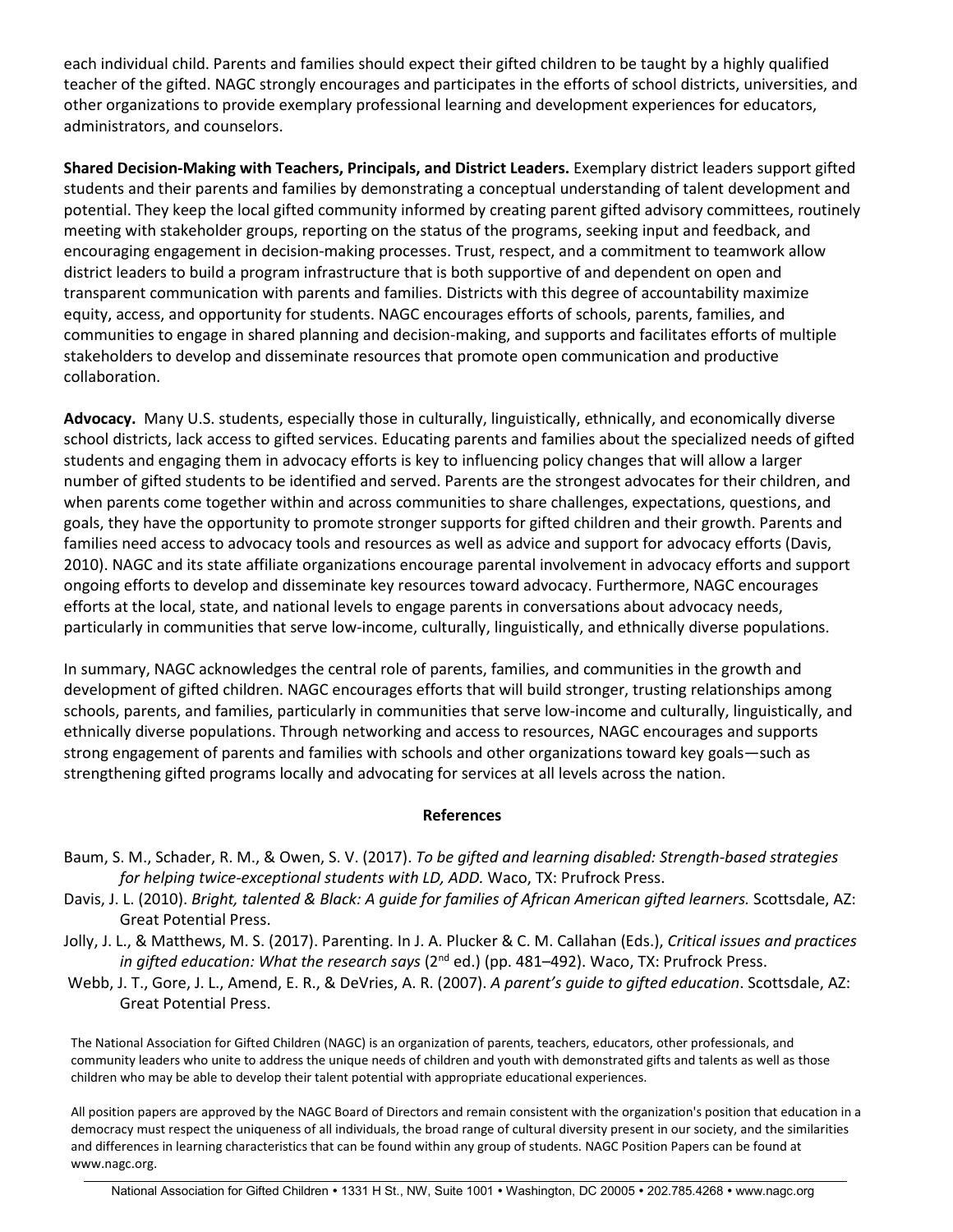each individual child. Parents and families should expect their gifted children to be taught by a highly qualified teacher of the gifted. NAGC strongly encourages and participates in the efforts of school districts, universities, and other organizations to provide exemplary professional learning and development experiences for educators, administrators, and counselors.

**Shared Decision-Making with Teachers, Principals, and District Leaders.** Exemplary district leaders support gifted students and their parents and families by demonstrating a conceptual understanding of talent development and potential. They keep the local gifted community informed by creating parent gifted advisory committees, routinely meeting with stakeholder groups, reporting on the status of the programs, seeking input and feedback, and encouraging engagement in decision-making processes. Trust, respect, and a commitment to teamwork allow district leaders to build a program infrastructure that is both supportive of and dependent on open and transparent communication with parents and families. Districts with this degree of accountability maximize equity, access, and opportunity for students. NAGC encourages efforts of schools, parents, families, and communities to engage in shared planning and decision-making, and supports and facilitates efforts of multiple stakeholders to develop and disseminate resources that promote open communication and productive collaboration.

**Advocacy.** Many U.S. students, especially those in culturally, linguistically, ethnically, and economically diverse school districts, lack access to gifted services. Educating parents and families about the specialized needs of gifted students and engaging them in advocacy efforts is key to influencing policy changes that will allow a larger number of gifted students to be identified and served. Parents are the strongest advocates for their children, and when parents come together within and across communities to share challenges, expectations, questions, and goals, they have the opportunity to promote stronger supports for gifted children and their growth. Parents and families need access to advocacy tools and resources as well as advice and support for advocacy efforts (Davis, 2010). NAGC and its state affiliate organizations encourage parental involvement in advocacy efforts and support ongoing efforts to develop and disseminate key resources toward advocacy. Furthermore, NAGC encourages efforts at the local, state, and national levels to engage parents in conversations about advocacy needs, particularly in communities that serve low-income, culturally, linguistically, and ethnically diverse populations.

In summary, NAGC acknowledges the central role of parents, families, and communities in the growth and development of gifted children. NAGC encourages efforts that will build stronger, trusting relationships among schools, parents, and families, particularly in communities that serve low-income and culturally, linguistically, and ethnically diverse populations. Through networking and access to resources, NAGC encourages and supports strong engagement of parents and families with schools and other organizations toward key goals—such as strengthening gifted programs locally and advocating for services at all levels across the nation.

## References

Baum, S. M., Schader, R. M., & Owen, S. V. (2017). *To be gifted and learning disabled: Strength-based strategies for helping twice-exceptional students with LD, ADD.* Waco, TX: Prufrock Press.

Davis, J. L. (2010). *Bright, talented & Black: A guide for families of African American gifted learners.* Scottsdale, AZ: Great Potential Press.

Jolly, J. L., & Matthews, M. S. (2017). Parenting. In J. A. Plucker & C. M. Callahan (Eds.), *Critical issues and practices in gifted education: What the research says* (2nd ed.) (pp. 481–492). Waco, TX: Prufrock Press.

Webb, J. T., Gore, J. L., Amend, E. R., & DeVries, A. R. (2007). *A parent's guide to gifted education*. Scottsdale, AZ: Great Potential Press.

The National Association for Gifted Children (NAGC) is an organization of parents, teachers, educators, other professionals, and community leaders who unite to address the unique needs of children and youth with demonstrated gifts and talents as well as those children who may be able to develop their talent potential with appropriate educational experiences.

All position papers are approved by the NAGC Board of Directors and remain consistent with the organization's position that education in a democracy must respect the uniqueness of all individuals, the broad range of cultural diversity present in our society, and the similarities and differences in learning characteristics that can be found within any group of students. NAGC Position Papers can be found at www.nagc.org.

National Association for Gifted Children • 1331 H St., NW, Suite 1001 • Washington, DC 20005 • 202.785.4268 • www.nagc.org